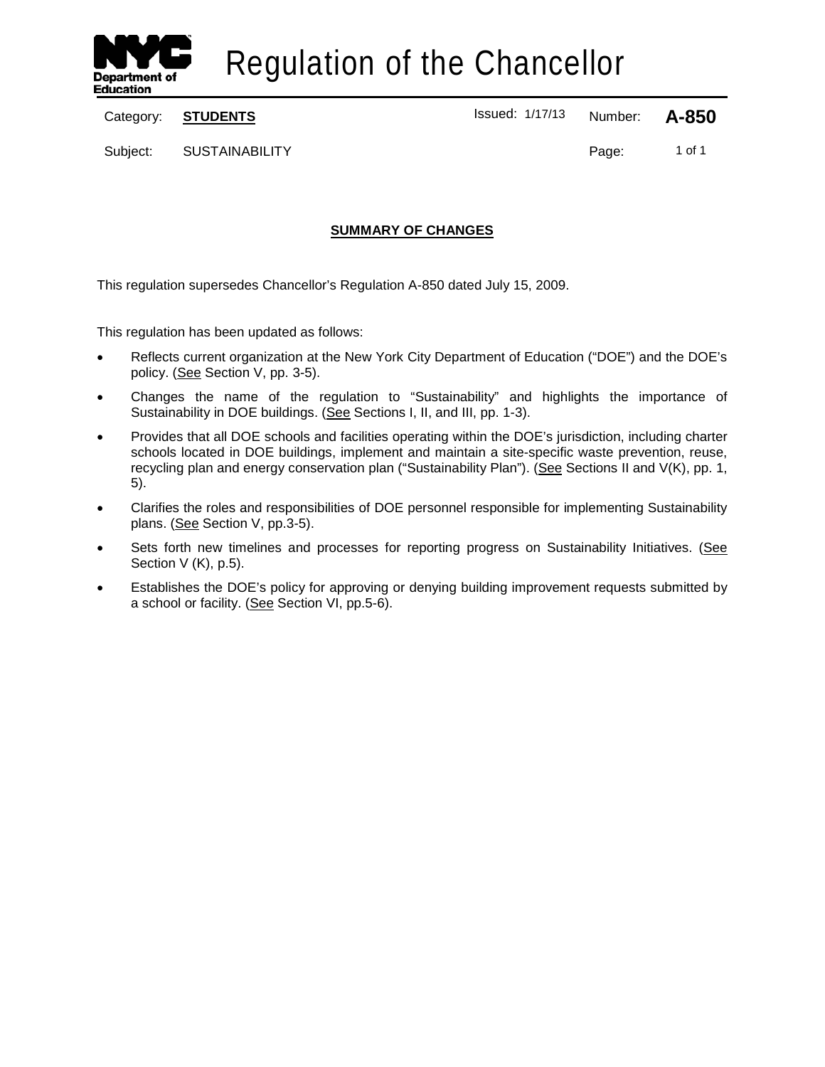# Regulation of the Chancellor

Category: **STUDENTS** Issued: 1/17/13 Number: **A-850**

Subject: SUSTAINABILITY Page: 1 of 1

## SUMMARY OF CHANGES

This regulation supersedes Chancellor's Regulation A-850 dated July 15, 2009.

This regulation has been updated as follows:

- Reflects current organization at the New York City Department of Education ("DOE") and the DOE's policy. (See Section V, pp. 3-5).
- Changes the name of the regulation to "Sustainability" and highlights the importance of Sustainability in DOE buildings. (See Sections I, II, and III, pp. 1-3).
- Provides that all DOE schools and facilities operating within the DOE's jurisdiction, including charter schools located in DOE buildings, implement and maintain a site-specific waste prevention, reuse, recycling plan and energy conservation plan ("Sustainability Plan"). (See Sections II and V(K), pp. 1, 5).
- Clarifies the roles and responsibilities of DOE personnel responsible for implementing Sustainability plans. (See Section V, pp.3-5).
- Sets forth new timelines and processes for reporting progress on Sustainability Initiatives. (See Section V (K), p.5).
- Establishes the DOE's policy for approving or denying building improvement requests submitted by a school or facility. (See Section VI, pp.5-6).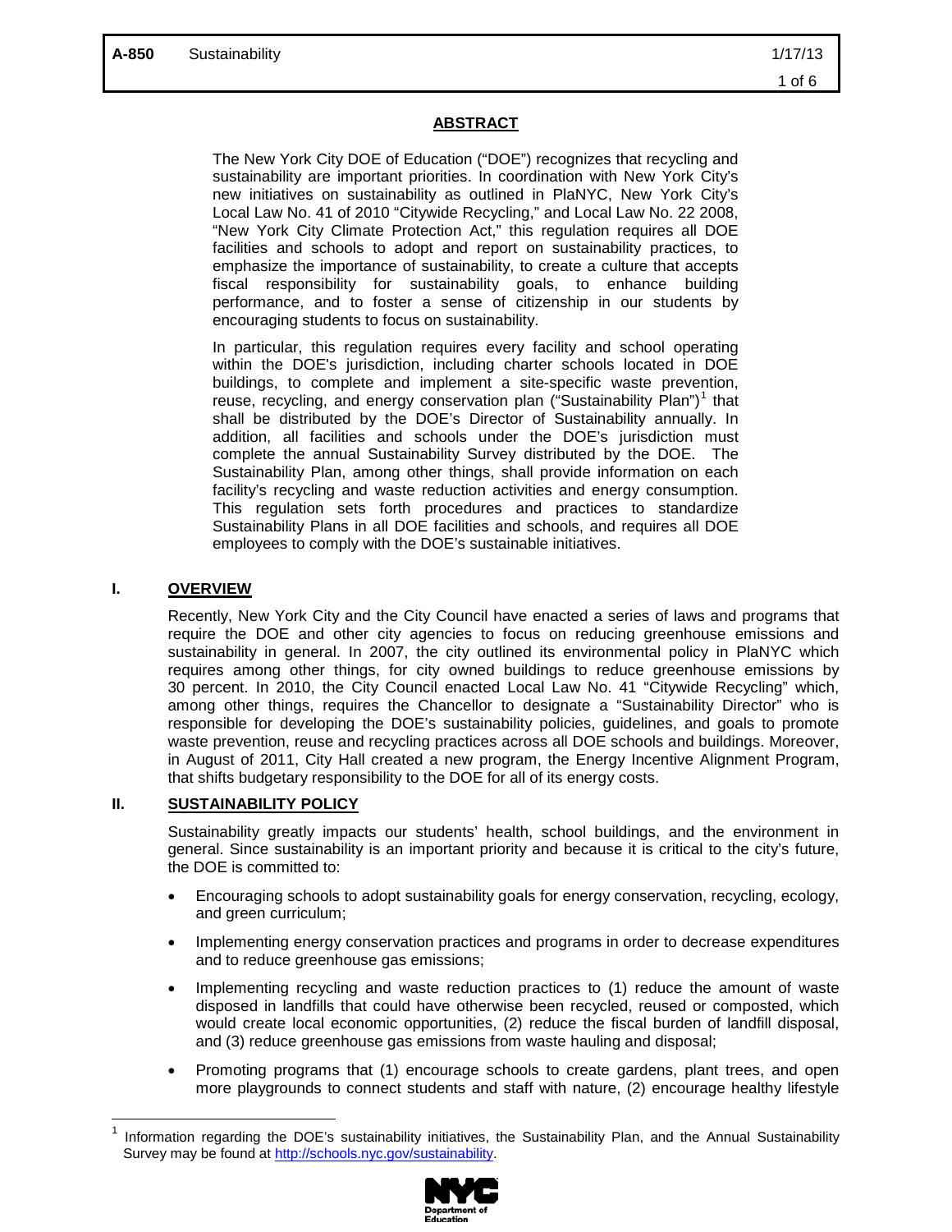## ABSTRACT

The New York City DOE of Education ("DOE") recognizes that recycling and sustainability are important priorities. In coordination with New York City's new initiatives on sustainability as outlined in PlaNYC, New York City's Local Law No. 41 of 2010 "Citywide Recycling," and Local Law No. 22 2008, "New York City Climate Protection Act," this regulation requires all DOE facilities and schools to adopt and report on sustainability practices, to emphasize the importance of sustainability, to create a culture that accepts fiscal responsibility for sustainability goals, to enhance building performance, and to foster a sense of citizenship in our students by encouraging students to focus on sustainability.

In particular, this regulation requires every facility and school operating within the DOE's jurisdiction, including charter schools located in DOE buildings, to complete and implement a site-specific waste prevention, reuse, recycling, and energy conservation plan ("Sustainability Plan")[1] that shall be distributed by the DOE's Director of Sustainability annually. In addition, all facilities and schools under the DOE's jurisdiction must complete the annual Sustainability Survey distributed by the DOE. The Sustainability Plan, among other things, shall provide information on each facility's recycling and waste reduction activities and energy consumption. This regulation sets forth procedures and practices to standardize Sustainability Plans in all DOE facilities and schools, and requires all DOE employees to comply with the DOE's sustainable initiatives.

## I. OVERVIEW

Recently, New York City and the City Council have enacted a series of laws and programs that require the DOE and other city agencies to focus on reducing greenhouse emissions and sustainability in general. In 2007, the city outlined its environmental policy in PlaNYC which requires among other things, for city owned buildings to reduce greenhouse emissions by 30 percent. In 2010, the City Council enacted Local Law No. 41 "Citywide Recycling" which, among other things, requires the Chancellor to designate a "Sustainability Director" who is responsible for developing the DOE's sustainability policies, guidelines, and goals to promote waste prevention, reuse and recycling practices across all DOE schools and buildings. Moreover, in August of 2011, City Hall created a new program, the Energy Incentive Alignment Program, that shifts budgetary responsibility to the DOE for all of its energy costs.

## II. SUSTAINABILITY POLICY

Sustainability greatly impacts our students' health, school buildings, and the environment in general. Since sustainability is an important priority and because it is critical to the city's future, the DOE is committed to:

- Encouraging schools to adopt sustainability goals for energy conservation, recycling, ecology, and green curriculum;
- Implementing energy conservation practices and programs in order to decrease expenditures and to reduce greenhouse gas emissions;
- Implementing recycling and waste reduction practices to (1) reduce the amount of waste disposed in landfills that could have otherwise been recycled, reused or composted, which would create local economic opportunities, (2) reduce the fiscal burden of landfill disposal, and (3) reduce greenhouse gas emissions from waste hauling and disposal;
- Promoting programs that (1) encourage schools to create gardens, plant trees, and open more playgrounds to connect students and staff with nature, (2) encourage healthy lifestyle

---

[1] Information regarding the DOE's sustainability initiatives, the Sustainability Plan, and the Annual Sustainability Survey may be found at http://schools.nyc.gov/sustainability.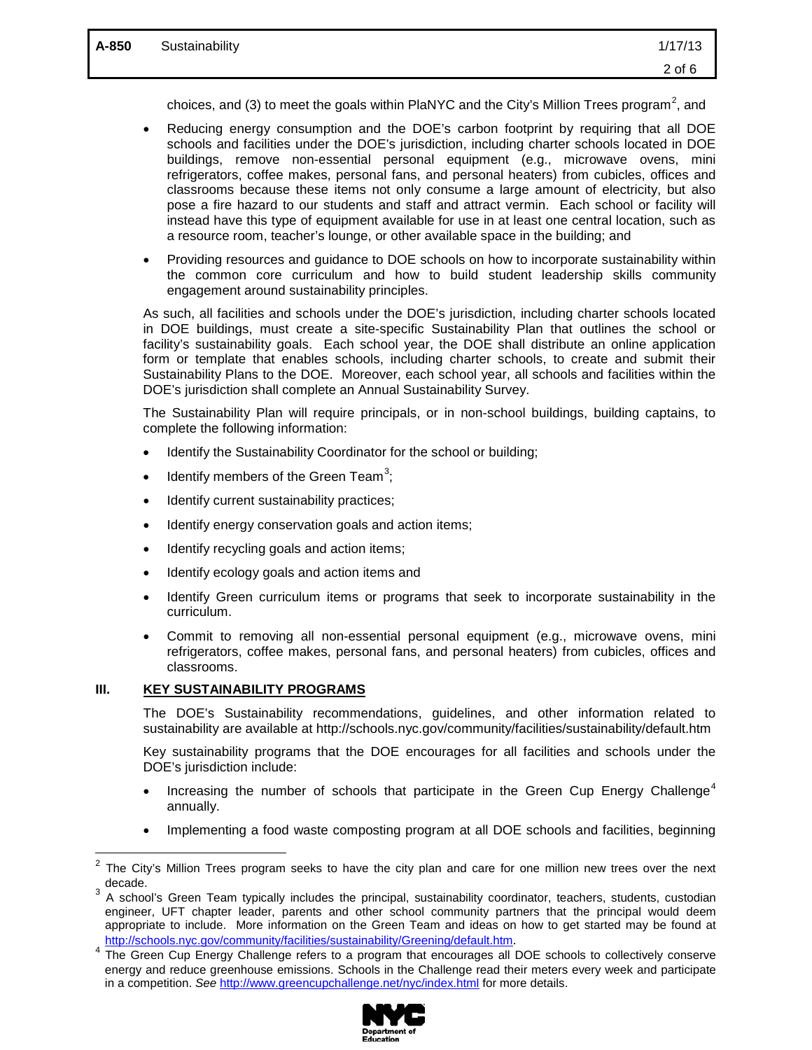choices, and (3) to meet the goals within PlaNYC and the City's Million Trees program[2], and

- Reducing energy consumption and the DOE's carbon footprint by requiring that all DOE schools and facilities under the DOE's jurisdiction, including charter schools located in DOE buildings, remove non-essential personal equipment (e.g., microwave ovens, mini refrigerators, coffee makes, personal fans, and personal heaters) from cubicles, offices and classrooms because these items not only consume a large amount of electricity, but also pose a fire hazard to our students and staff and attract vermin. Each school or facility will instead have this type of equipment available for use in at least one central location, such as a resource room, teacher's lounge, or other available space in the building; and

- Providing resources and guidance to DOE schools on how to incorporate sustainability within the common core curriculum and how to build student leadership skills community engagement around sustainability principles.

As such, all facilities and schools under the DOE's jurisdiction, including charter schools located in DOE buildings, must create a site-specific Sustainability Plan that outlines the school or facility's sustainability goals. Each school year, the DOE shall distribute an online application form or template that enables schools, including charter schools, to create and submit their Sustainability Plans to the DOE. Moreover, each school year, all schools and facilities within the DOE's jurisdiction shall complete an Annual Sustainability Survey.

The Sustainability Plan will require principals, or in non-school buildings, building captains, to complete the following information:

- Identify the Sustainability Coordinator for the school or building;
- Identify members of the Green Team[3];
- Identify current sustainability practices;
- Identify energy conservation goals and action items;
- Identify recycling goals and action items;
- Identify ecology goals and action items and
- Identify Green curriculum items or programs that seek to incorporate sustainability in the curriculum.
- Commit to removing all non-essential personal equipment (e.g., microwave ovens, mini refrigerators, coffee makes, personal fans, and personal heaters) from cubicles, offices and classrooms.

## III. KEY SUSTAINABILITY PROGRAMS

The DOE's Sustainability recommendations, guidelines, and other information related to sustainability are available at http://schools.nyc.gov/community/facilities/sustainability/default.htm

Key sustainability programs that the DOE encourages for all facilities and schools under the DOE's jurisdiction include:

- Increasing the number of schools that participate in the Green Cup Energy Challenge[4] annually.
- Implementing a food waste composting program at all DOE schools and facilities, beginning

---

[2] The City's Million Trees program seeks to have the city plan and care for one million new trees over the next decade.

[3] A school's Green Team typically includes the principal, sustainability coordinator, teachers, students, custodian engineer, UFT chapter leader, parents and other school community partners that the principal would deem appropriate to include. More information on the Green Team and ideas on how to get started may be found at http://schools.nyc.gov/community/facilities/sustainability/Greening/default.htm.

[4] The Green Cup Energy Challenge refers to a program that encourages all DOE schools to collectively conserve energy and reduce greenhouse emissions. Schools in the Challenge read their meters every week and participate in a competition. *See* http://www.greencupchallenge.net/nyc/index.html for more details.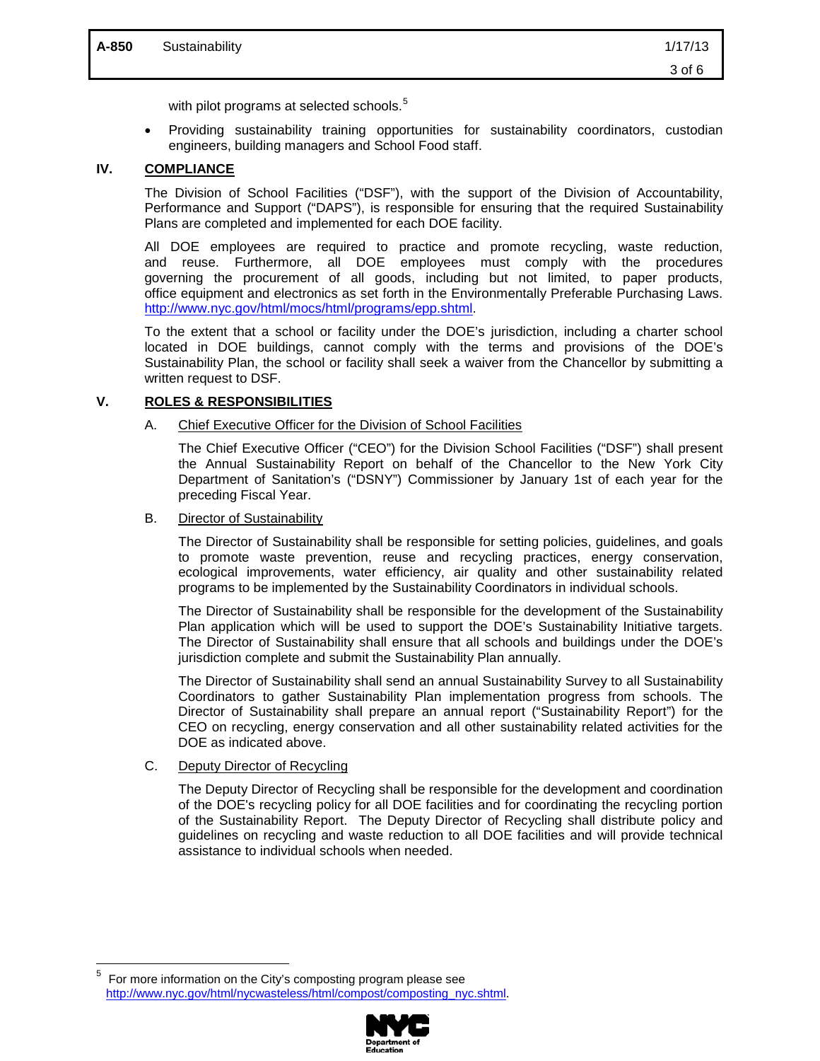with pilot programs at selected schools.[5]

- Providing sustainability training opportunities for sustainability coordinators, custodian engineers, building managers and School Food staff.

## IV. COMPLIANCE

The Division of School Facilities ("DSF"), with the support of the Division of Accountability, Performance and Support ("DAPS"), is responsible for ensuring that the required Sustainability Plans are completed and implemented for each DOE facility.

All DOE employees are required to practice and promote recycling, waste reduction, and reuse. Furthermore, all DOE employees must comply with the procedures governing the procurement of all goods, including but not limited, to paper products, office equipment and electronics as set forth in the Environmentally Preferable Purchasing Laws. http://www.nyc.gov/html/mocs/html/programs/epp.shtml.

To the extent that a school or facility under the DOE's jurisdiction, including a charter school located in DOE buildings, cannot comply with the terms and provisions of the DOE's Sustainability Plan, the school or facility shall seek a waiver from the Chancellor by submitting a written request to DSF.

## V. ROLES & RESPONSIBILITIES

### A. Chief Executive Officer for the Division of School Facilities

The Chief Executive Officer ("CEO") for the Division School Facilities ("DSF") shall present the Annual Sustainability Report on behalf of the Chancellor to the New York City Department of Sanitation's ("DSNY") Commissioner by January 1st of each year for the preceding Fiscal Year.

### B. Director of Sustainability

The Director of Sustainability shall be responsible for setting policies, guidelines, and goals to promote waste prevention, reuse and recycling practices, energy conservation, ecological improvements, water efficiency, air quality and other sustainability related programs to be implemented by the Sustainability Coordinators in individual schools.

The Director of Sustainability shall be responsible for the development of the Sustainability Plan application which will be used to support the DOE's Sustainability Initiative targets. The Director of Sustainability shall ensure that all schools and buildings under the DOE's jurisdiction complete and submit the Sustainability Plan annually.

The Director of Sustainability shall send an annual Sustainability Survey to all Sustainability Coordinators to gather Sustainability Plan implementation progress from schools. The Director of Sustainability shall prepare an annual report ("Sustainability Report") for the CEO on recycling, energy conservation and all other sustainability related activities for the DOE as indicated above.

### C. Deputy Director of Recycling

The Deputy Director of Recycling shall be responsible for the development and coordination of the DOE's recycling policy for all DOE facilities and for coordinating the recycling portion of the Sustainability Report. The Deputy Director of Recycling shall distribute policy and guidelines on recycling and waste reduction to all DOE facilities and will provide technical assistance to individual schools when needed.

---

[5] For more information on the City's composting program please see http://www.nyc.gov/html/nycwasteless/html/compost/composting_nyc.shtml.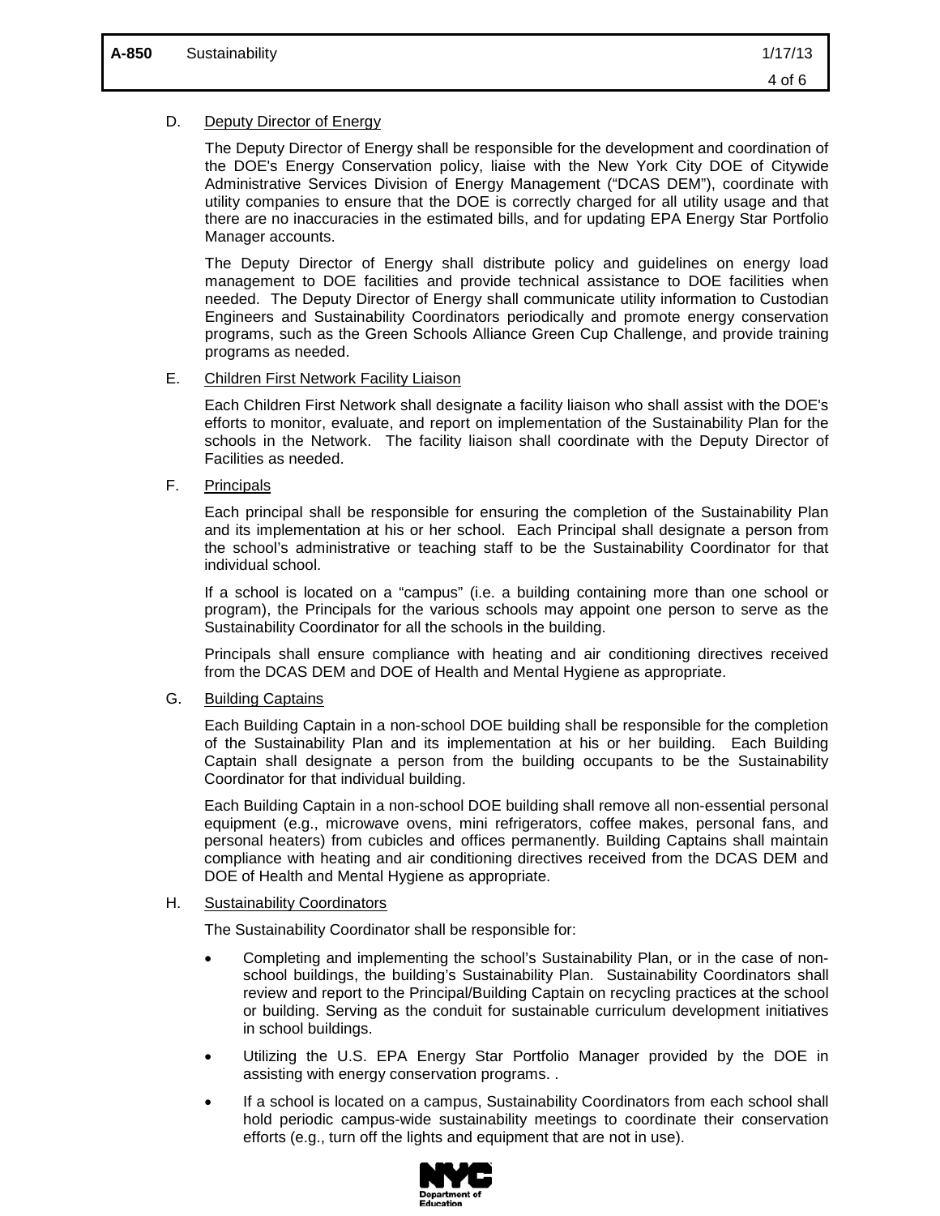D. Deputy Director of Energy

The Deputy Director of Energy shall be responsible for the development and coordination of the DOE's Energy Conservation policy, liaise with the New York City DOE of Citywide Administrative Services Division of Energy Management ("DCAS DEM"), coordinate with utility companies to ensure that the DOE is correctly charged for all utility usage and that there are no inaccuracies in the estimated bills, and for updating EPA Energy Star Portfolio Manager accounts.

The Deputy Director of Energy shall distribute policy and guidelines on energy load management to DOE facilities and provide technical assistance to DOE facilities when needed. The Deputy Director of Energy shall communicate utility information to Custodian Engineers and Sustainability Coordinators periodically and promote energy conservation programs, such as the Green Schools Alliance Green Cup Challenge, and provide training programs as needed.

E. Children First Network Facility Liaison

Each Children First Network shall designate a facility liaison who shall assist with the DOE's efforts to monitor, evaluate, and report on implementation of the Sustainability Plan for the schools in the Network. The facility liaison shall coordinate with the Deputy Director of Facilities as needed.

F. Principals

Each principal shall be responsible for ensuring the completion of the Sustainability Plan and its implementation at his or her school. Each Principal shall designate a person from the school's administrative or teaching staff to be the Sustainability Coordinator for that individual school.

If a school is located on a "campus" (i.e. a building containing more than one school or program), the Principals for the various schools may appoint one person to serve as the Sustainability Coordinator for all the schools in the building.

Principals shall ensure compliance with heating and air conditioning directives received from the DCAS DEM and DOE of Health and Mental Hygiene as appropriate.

G. Building Captains

Each Building Captain in a non-school DOE building shall be responsible for the completion of the Sustainability Plan and its implementation at his or her building. Each Building Captain shall designate a person from the building occupants to be the Sustainability Coordinator for that individual building.

Each Building Captain in a non-school DOE building shall remove all non-essential personal equipment (e.g., microwave ovens, mini refrigerators, coffee makes, personal fans, and personal heaters) from cubicles and offices permanently. Building Captains shall maintain compliance with heating and air conditioning directives received from the DCAS DEM and DOE of Health and Mental Hygiene as appropriate.

H. Sustainability Coordinators

The Sustainability Coordinator shall be responsible for:

- Completing and implementing the school's Sustainability Plan, or in the case of non-school buildings, the building's Sustainability Plan. Sustainability Coordinators shall review and report to the Principal/Building Captain on recycling practices at the school or building. Serving as the conduit for sustainable curriculum development initiatives in school buildings.
- Utilizing the U.S. EPA Energy Star Portfolio Manager provided by the DOE in assisting with energy conservation programs. .
- If a school is located on a campus, Sustainability Coordinators from each school shall hold periodic campus-wide sustainability meetings to coordinate their conservation efforts (e.g., turn off the lights and equipment that are not in use).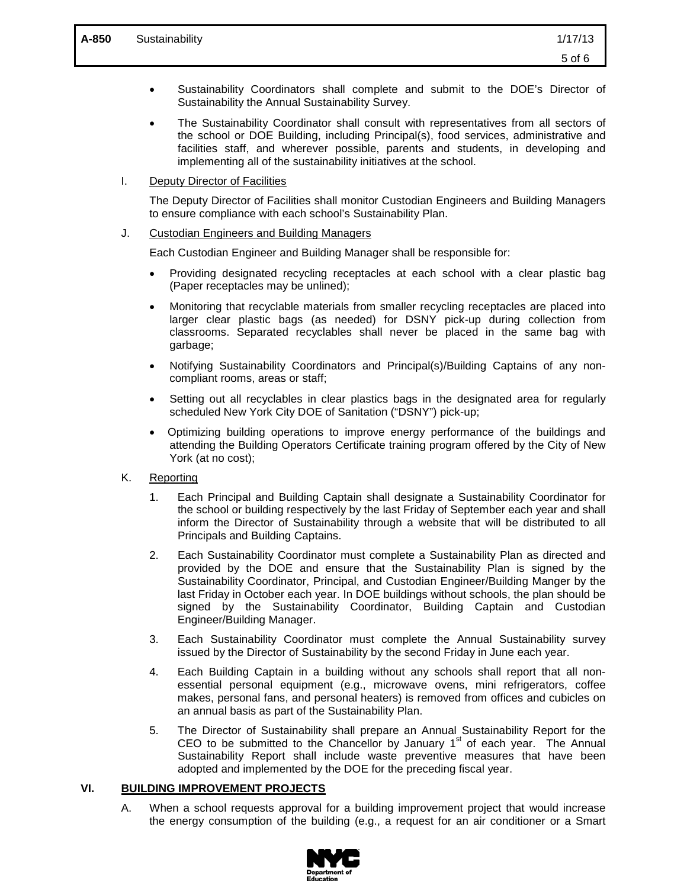- Sustainability Coordinators shall complete and submit to the DOE's Director of Sustainability the Annual Sustainability Survey.
- The Sustainability Coordinator shall consult with representatives from all sectors of the school or DOE Building, including Principal(s), food services, administrative and facilities staff, and wherever possible, parents and students, in developing and implementing all of the sustainability initiatives at the school.

I. Deputy Director of Facilities

The Deputy Director of Facilities shall monitor Custodian Engineers and Building Managers to ensure compliance with each school's Sustainability Plan.

J. Custodian Engineers and Building Managers

Each Custodian Engineer and Building Manager shall be responsible for:

- Providing designated recycling receptacles at each school with a clear plastic bag (Paper receptacles may be unlined);
- Monitoring that recyclable materials from smaller recycling receptacles are placed into larger clear plastic bags (as needed) for DSNY pick-up during collection from classrooms. Separated recyclables shall never be placed in the same bag with garbage;
- Notifying Sustainability Coordinators and Principal(s)/Building Captains of any non-compliant rooms, areas or staff;
- Setting out all recyclables in clear plastics bags in the designated area for regularly scheduled New York City DOE of Sanitation ("DSNY") pick-up;
- Optimizing building operations to improve energy performance of the buildings and attending the Building Operators Certificate training program offered by the City of New York (at no cost);

K. Reporting

1. Each Principal and Building Captain shall designate a Sustainability Coordinator for the school or building respectively by the last Friday of September each year and shall inform the Director of Sustainability through a website that will be distributed to all Principals and Building Captains.
2. Each Sustainability Coordinator must complete a Sustainability Plan as directed and provided by the DOE and ensure that the Sustainability Plan is signed by the Sustainability Coordinator, Principal, and Custodian Engineer/Building Manger by the last Friday in October each year. In DOE buildings without schools, the plan should be signed by the Sustainability Coordinator, Building Captain and Custodian Engineer/Building Manager.
3. Each Sustainability Coordinator must complete the Annual Sustainability survey issued by the Director of Sustainability by the second Friday in June each year.
4. Each Building Captain in a building without any schools shall report that all non-essential personal equipment (e.g., microwave ovens, mini refrigerators, coffee makes, personal fans, and personal heaters) is removed from offices and cubicles on an annual basis as part of the Sustainability Plan.
5. The Director of Sustainability shall prepare an Annual Sustainability Report for the CEO to be submitted to the Chancellor by January 1st of each year. The Annual Sustainability Report shall include waste preventive measures that have been adopted and implemented by the DOE for the preceding fiscal year.

## VI. BUILDING IMPROVEMENT PROJECTS

A. When a school requests approval for a building improvement project that would increase the energy consumption of the building (e.g., a request for an air conditioner or a Smart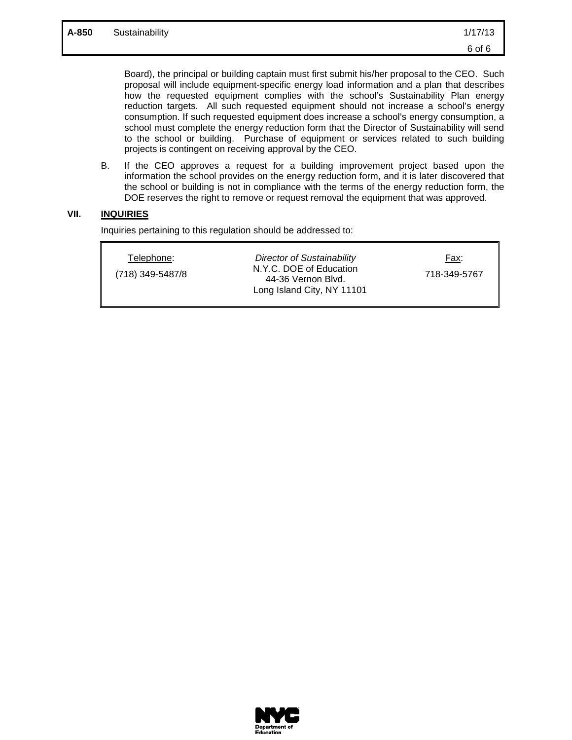Board), the principal or building captain must first submit his/her proposal to the CEO. Such proposal will include equipment-specific energy load information and a plan that describes how the requested equipment complies with the school's Sustainability Plan energy reduction targets. All such requested equipment should not increase a school's energy consumption. If such requested equipment does increase a school's energy consumption, a school must complete the energy reduction form that the Director of Sustainability will send to the school or building. Purchase of equipment or services related to such building projects is contingent on receiving approval by the CEO.

B. If the CEO approves a request for a building improvement project based upon the information the school provides on the energy reduction form, and it is later discovered that the school or building is not in compliance with the terms of the energy reduction form, the DOE reserves the right to remove or request removal the equipment that was approved.

## VII. INQUIRIES

Inquiries pertaining to this regulation should be addressed to:

| | | |
|---|---|---|
| Telephone: | *Director of Sustainability* | Fax: |
| (718) 349-5487/8 | N.Y.C. DOE of Education<br>44-36 Vernon Blvd.<br>Long Island City, NY 11101 | 718-349-5767 |